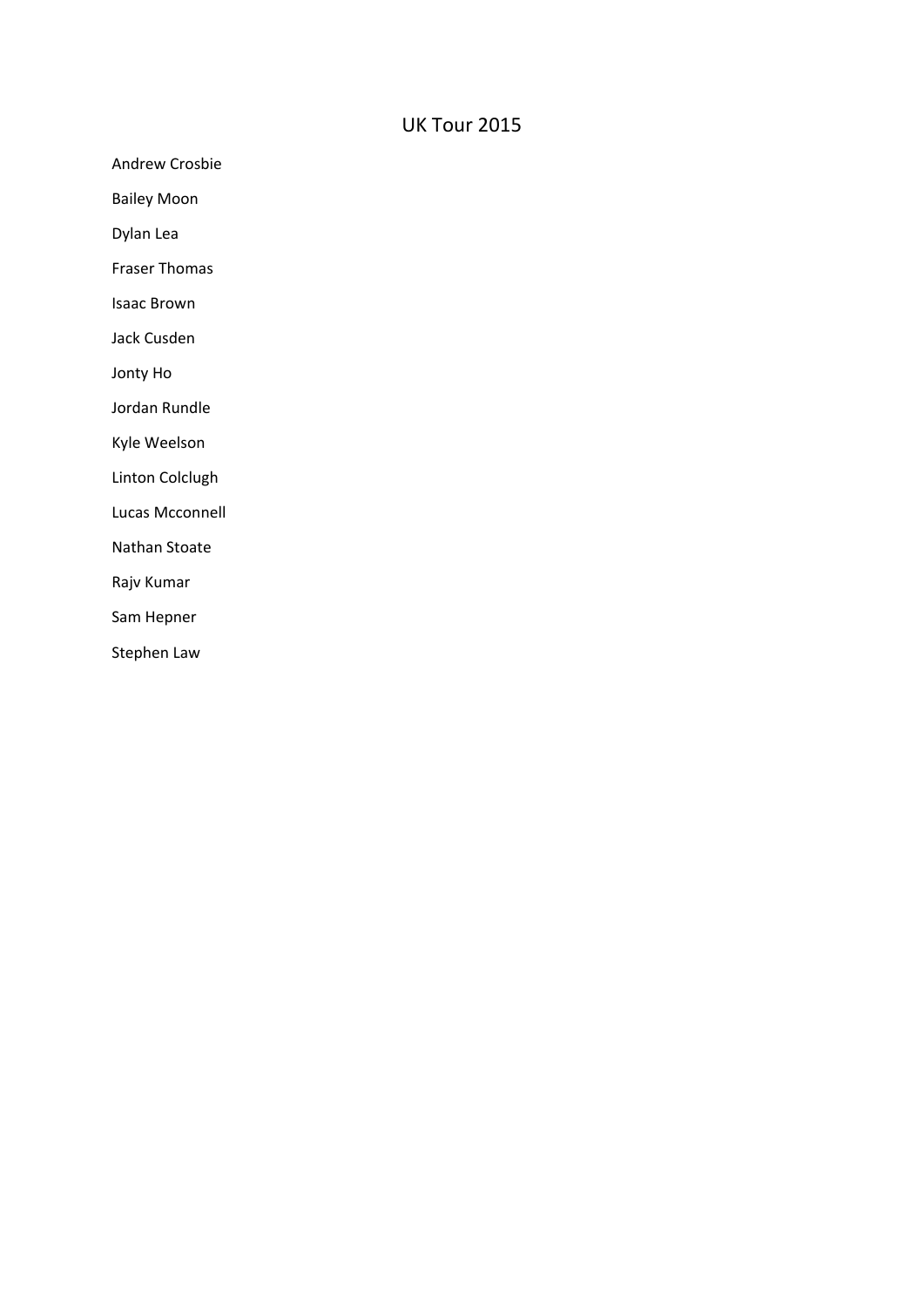# UK Tour 2015

Andrew Crosbie

Bailey Moon

Dylan Lea

Fraser Thomas

Isaac Brown

Jack Cusden

Jonty Ho

Jordan Rundle

Kyle Weelson

Linton Colclugh

Lucas Mcconnell

Nathan Stoate

Rajv Kumar

Sam Hepner

Stephen Law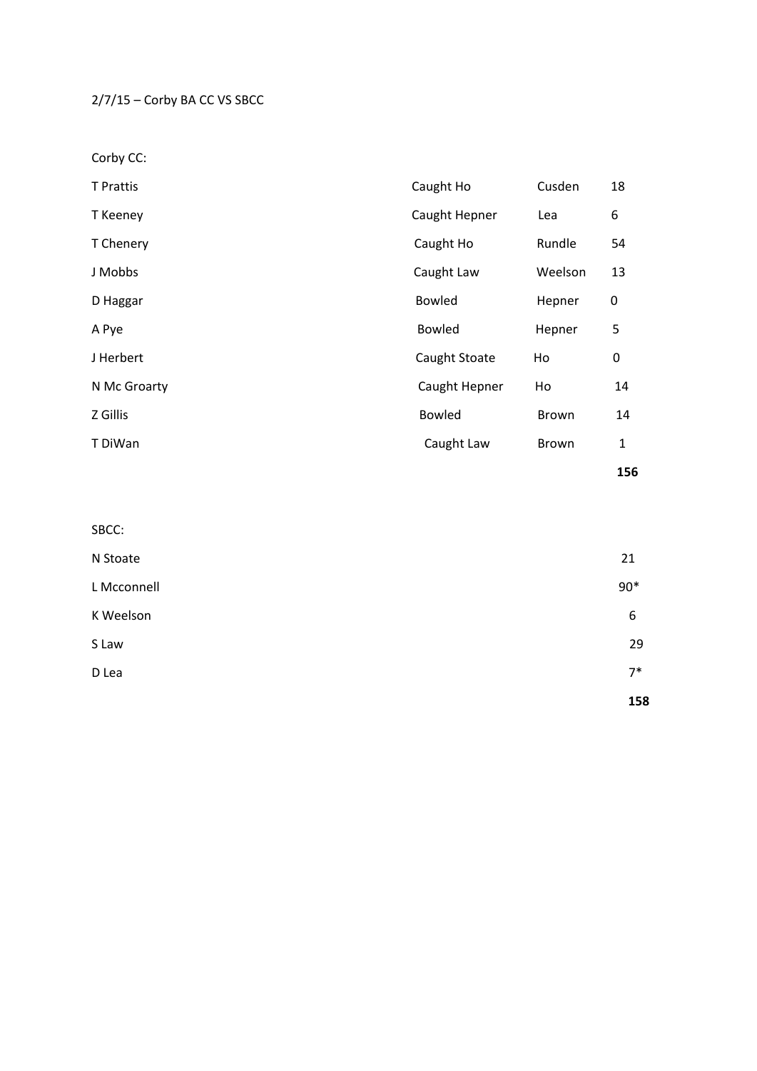2/7/15 – Corby BA CC VS SBCC

Corby CC:

| | | | |
|---|---|---|---|
| T Prattis | Caught Ho | Cusden | 18 |
| T Keeney | Caught Hepner | Lea | 6 |
| T Chenery | Caught Ho | Rundle | 54 |
| J Mobbs | Caught Law | Weelson | 13 |
| D Haggar | Bowled | Hepner | 0 |
| A Pye | Bowled | Hepner | 5 |
| J Herbert | Caught Stoate | Ho | 0 |
| N Mc Groarty | Caught Hepner | Ho | 14 |
| Z Gillis | Bowled | Brown | 14 |
| T DiWan | Caught Law | Brown | 1 |
| | | | **156** |

SBCC:

| | |
|---|---|
| N Stoate | 21 |
| L Mcconnell | 90* |
| K Weelson | 6 |
| S Law | 29 |
| D Lea | 7* |
| | **158** |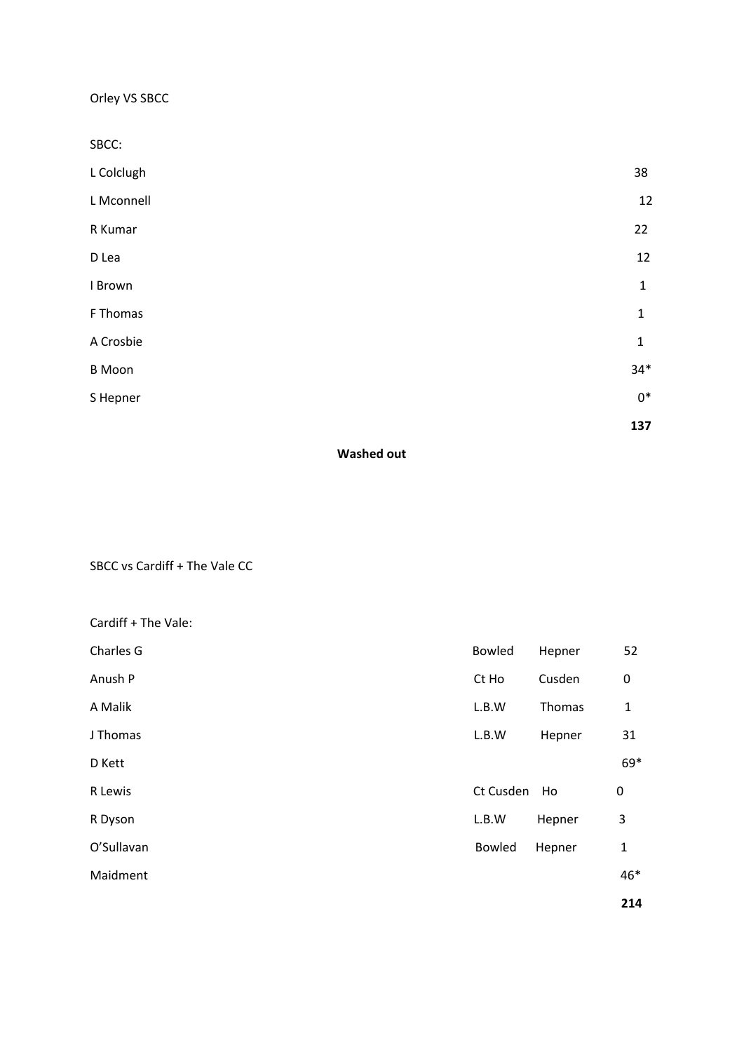Orley VS SBCC

SBCC:

| | |
|---|---|
| L Colclugh | 38 |
| L Mconnell | 12 |
| R Kumar | 22 |
| D Lea | 12 |
| I Brown | 1 |
| F Thomas | 1 |
| A Crosbie | 1 |
| B Moon | 34* |
| S Hepner | 0* |
| | **137** |

**Washed out**

SBCC vs Cardiff + The Vale CC

Cardiff + The Vale:

| | | | |
|---|---|---|---|
| Charles G | Bowled | Hepner | 52 |
| Anush P | Ct Ho | Cusden | 0 |
| A Malik | L.B.W | Thomas | 1 |
| J Thomas | L.B.W | Hepner | 31 |
| D Kett | | | 69* |
| R Lewis | Ct Cusden | Ho | 0 |
| R Dyson | L.B.W | Hepner | 3 |
| O'Sullavan | Bowled | Hepner | 1 |
| Maidment | | | 46* |
| | | | **214** |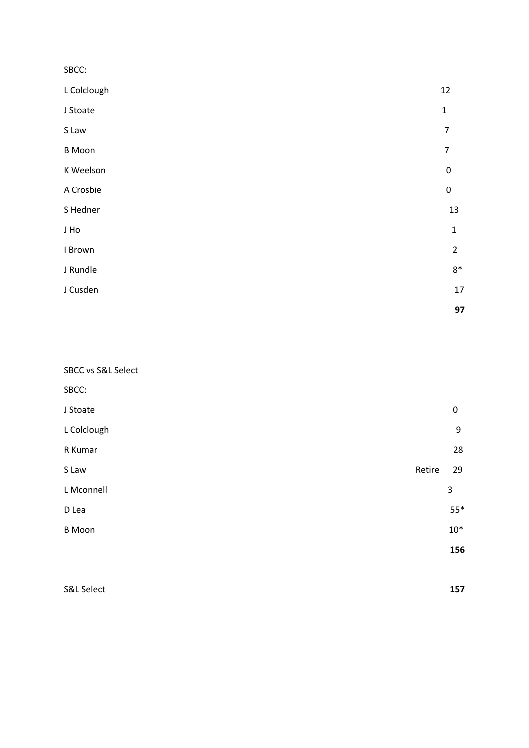SBCC:

| | |
|---|---|
| L Colclough | 12 |
| J Stoate | 1 |
| S Law | 7 |
| B Moon | 7 |
| K Weelson | 0 |
| A Crosbie | 0 |
| S Hedner | 13 |
| J Ho | 1 |
| I Brown | 2 |
| J Rundle | 8* |
| J Cusden | 17 |
| | **97** |

SBCC vs S&L Select

SBCC:

| | | |
|---|---|---|
| J Stoate | | 0 |
| L Colclough | | 9 |
| R Kumar | | 28 |
| S Law | Retire | 29 |
| L Mconnell | | 3 |
| D Lea | | 55* |
| B Moon | | 10* |
| | | **156** |

| | |
|---|---|
| S&L Select | **157** |